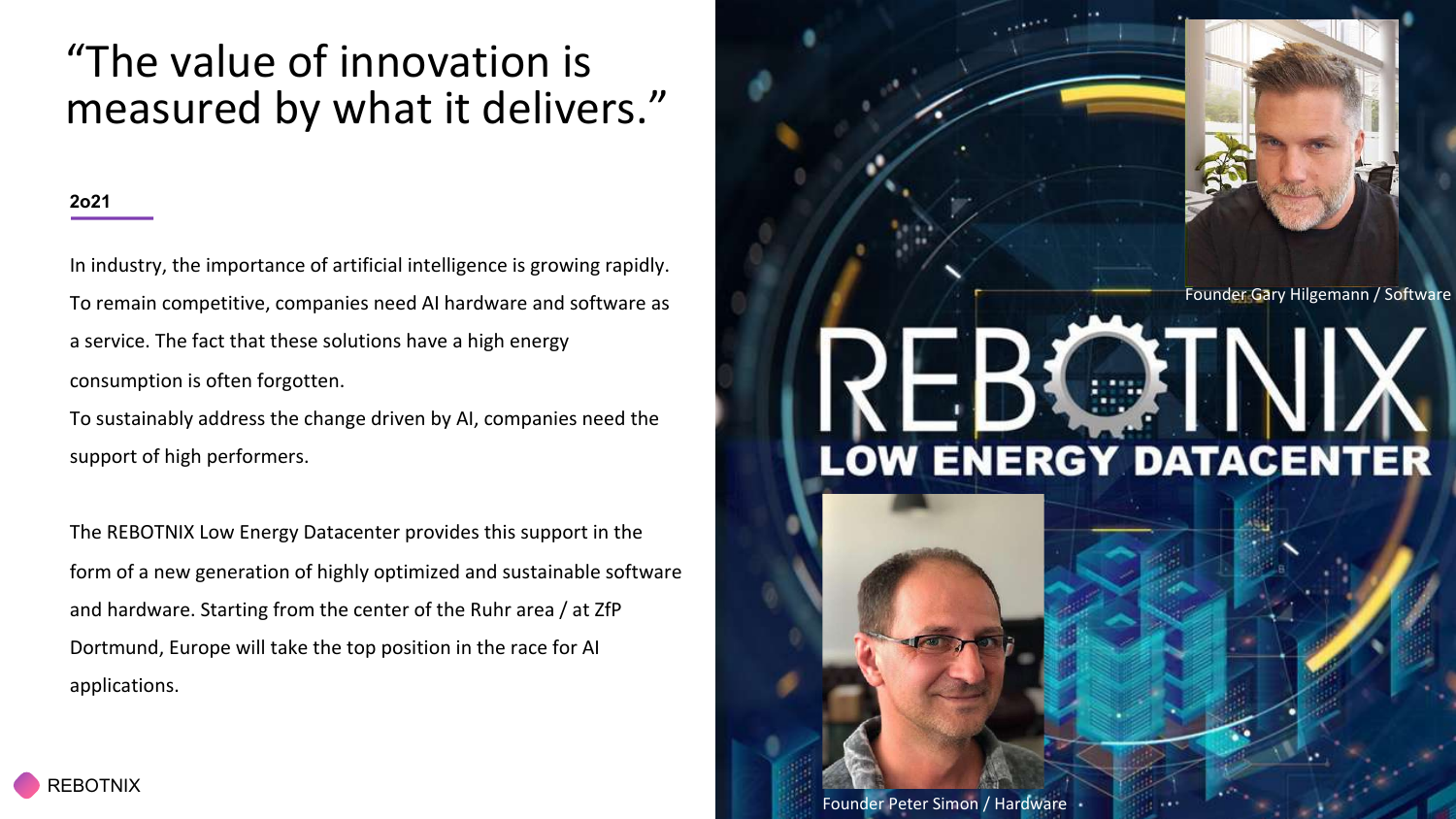# “The value of innovation is measured by what it delivers.”

**2o21**

In industry, the importance of artificial intelligence is growing rapidly. To remain competitive, companies need AI hardware and software as a service. The fact that these solutions have a high energy consumption is often forgotten.

To sustainably address the change driven by AI, companies need the support of high performers.

The REBOTNIX Low Energy Datacenter provides this support in the form of a new generation of highly optimized and sustainable software and hardware. Starting from the center of the Ruhr area / at ZfP Dortmund, Europe will take the top position in the race for AI applications.

REBOTNIX LOW ENERGY DATACENTER

Founder Gary Hilgemann / Software

Founder Peter Simon / Hardware

REBOTNIX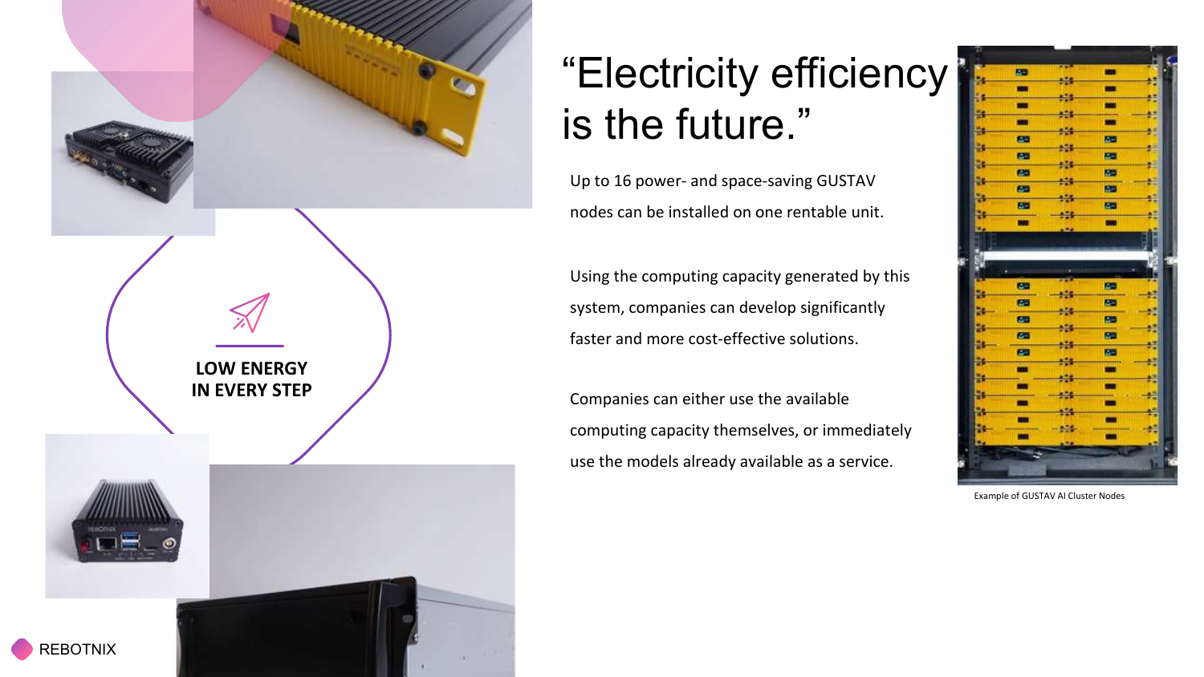# “Electricity efficiency is the future.”

**LOW ENERGY IN EVERY STEP**

Up to 16 power- and space-saving GUSTAV nodes can be installed on one rentable unit.

Using the computing capacity generated by this system, companies can develop significantly faster and more cost-effective solutions.

Companies can either use the available computing capacity themselves, or immediately use the models already available as a service.

Example of GUSTAV AI Cluster Nodes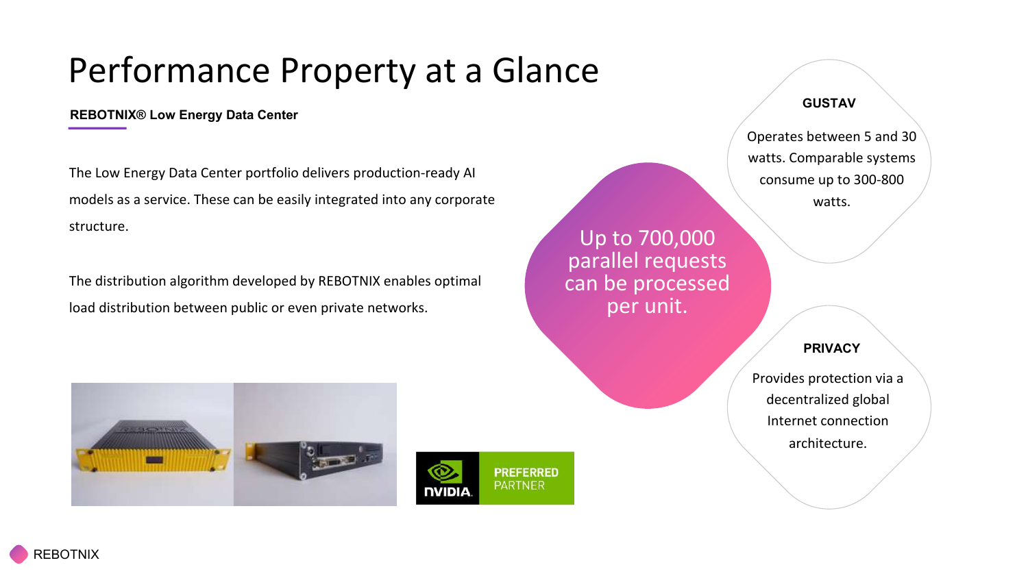# Performance Property at a Glance

**REBOTNIX® Low Energy Data Center**

The Low Energy Data Center portfolio delivers production-ready AI models as a service. These can be easily integrated into any corporate structure.

The distribution algorithm developed by REBOTNIX enables optimal load distribution between public or even private networks.

Up to 700,000 parallel requests can be processed per unit.

**GUSTAV**

Operates between 5 and 30 watts. Comparable systems consume up to 300-800 watts.

**PRIVACY**

Provides protection via a decentralized global Internet connection architecture.

NVIDIA PREFERRED PARTNER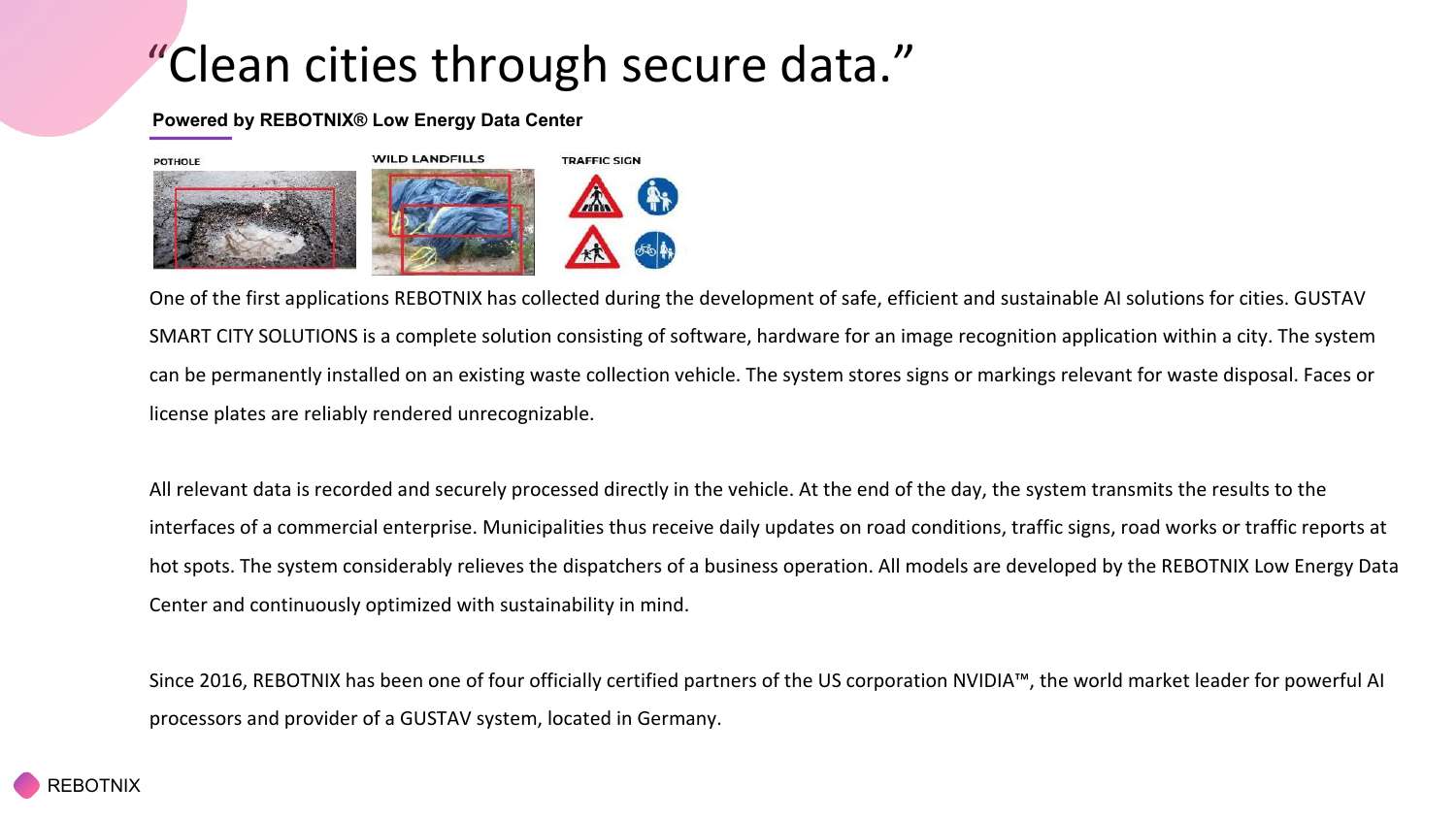# "Clean cities through secure data."

**Powered by REBOTNIX® Low Energy Data Center**

POTHOLE

WILD LANDFILLS

TRAFFIC SIGN

One of the first applications REBOTNIX has collected during the development of safe, efficient and sustainable AI solutions for cities. GUSTAV SMART CITY SOLUTIONS is a complete solution consisting of software, hardware for an image recognition application within a city. The system can be permanently installed on an existing waste collection vehicle. The system stores signs or markings relevant for waste disposal. Faces or license plates are reliably rendered unrecognizable.

All relevant data is recorded and securely processed directly in the vehicle. At the end of the day, the system transmits the results to the interfaces of a commercial enterprise. Municipalities thus receive daily updates on road conditions, traffic signs, road works or traffic reports at hot spots. The system considerably relieves the dispatchers of a business operation. All models are developed by the REBOTNIX Low Energy Data Center and continuously optimized with sustainability in mind.

Since 2016, REBOTNIX has been one of four officially certified partners of the US corporation NVIDIA™, the world market leader for powerful AI processors and provider of a GUSTAV system, located in Germany.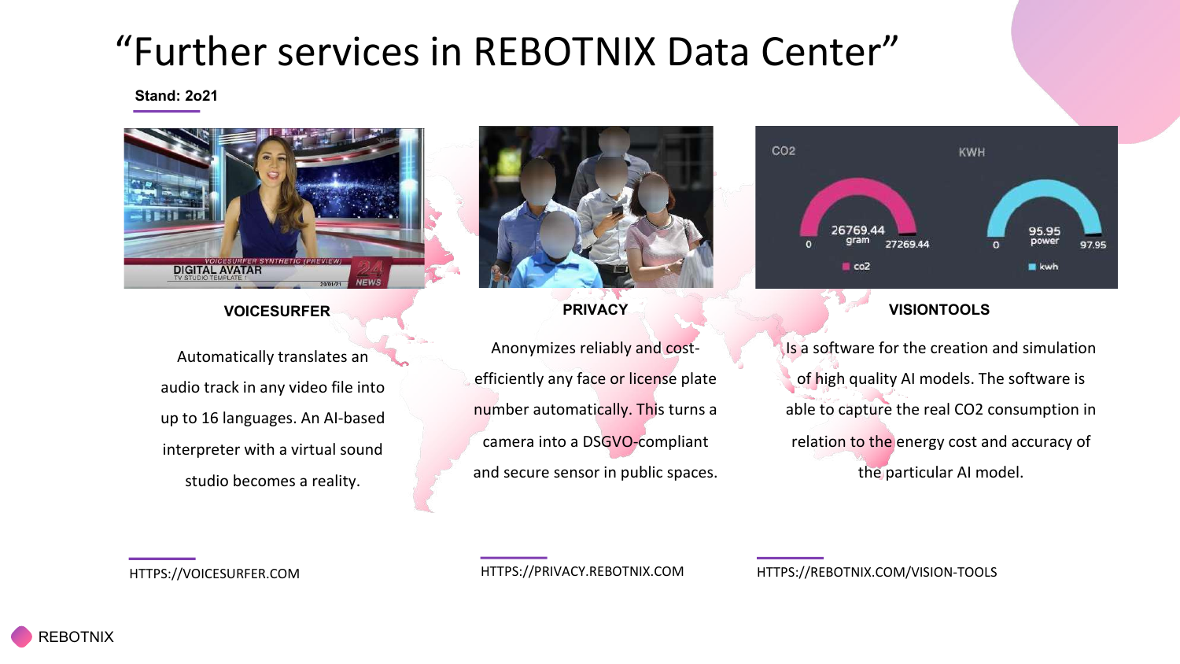# "Further services in REBOTNIX Data Center"

**Stand: 2o21**

### VOICESURFER

Automatically translates an audio track in any video file into up to 16 languages. An AI-based interpreter with a virtual sound studio becomes a reality.

HTTPS://VOICESURFER.COM

### PRIVACY

Anonymizes reliably and cost-efficiently any face or license plate number automatically. This turns a camera into a DSGVO-compliant and secure sensor in public spaces.

HTTPS://PRIVACY.REBOTNIX.COM

### VISIONTOOLS

Is a software for the creation and simulation of high quality AI models. The software is able to capture the real CO2 consumption in relation to the energy cost and accuracy of the particular AI model.

HTTPS://REBOTNIX.COM/VISION-TOOLS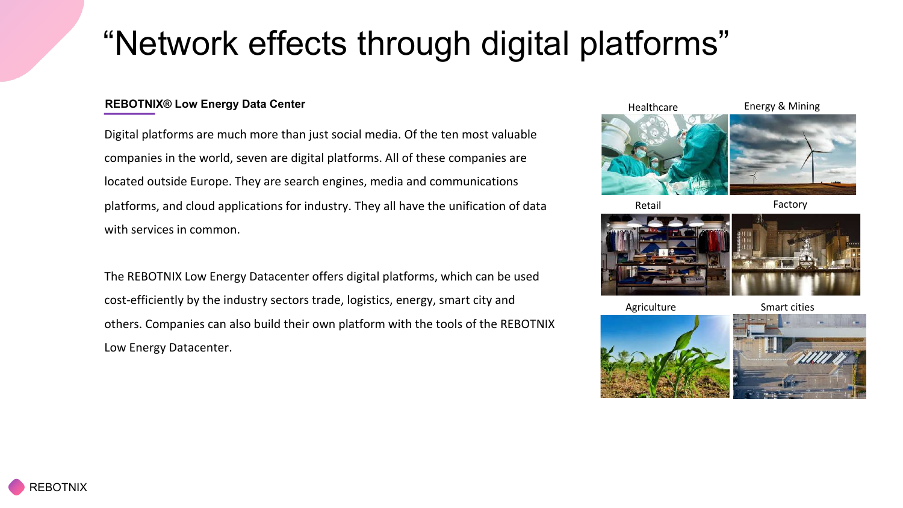# “Network effects through digital platforms”

**REBOTNIX® Low Energy Data Center**

Digital platforms are much more than just social media. Of the ten most valuable companies in the world, seven are digital platforms. All of these companies are located outside Europe. They are search engines, media and communications platforms, and cloud applications for industry. They all have the unification of data with services in common.

The REBOTNIX Low Energy Datacenter offers digital platforms, which can be used cost-efficiently by the industry sectors trade, logistics, energy, smart city and others. Companies can also build their own platform with the tools of the REBOTNIX Low Energy Datacenter.

Healthcare

Energy & Mining

Retail

Factory

Agriculture

Smart cities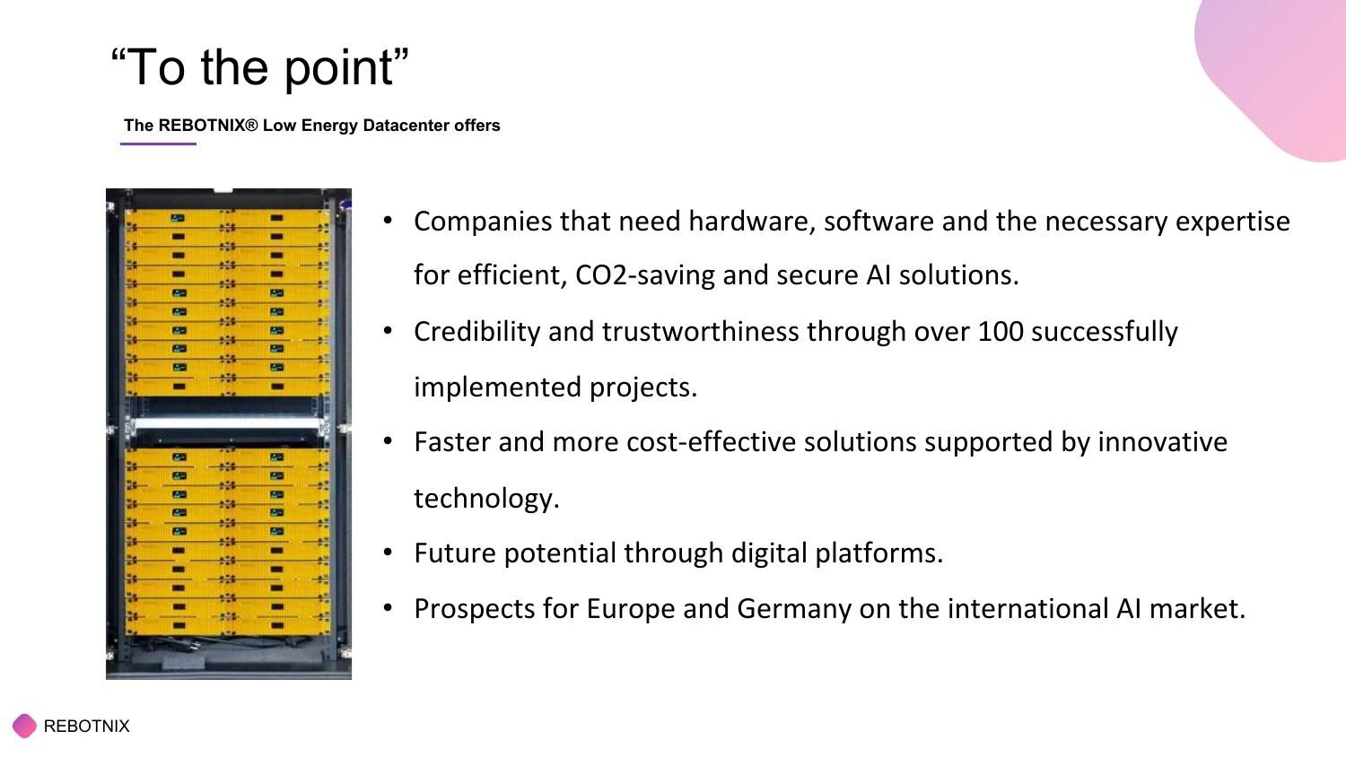# “To the point”

**The REBOTNIX® Low Energy Datacenter offers**

- Companies that need hardware, software and the necessary expertise for efficient, $CO_2$-saving and secure AI solutions.
- Credibility and trustworthiness through over 100 successfully implemented projects.
- Faster and more cost-effective solutions supported by innovative technology.
- Future potential through digital platforms.
- Prospects for Europe and Germany on the international AI market.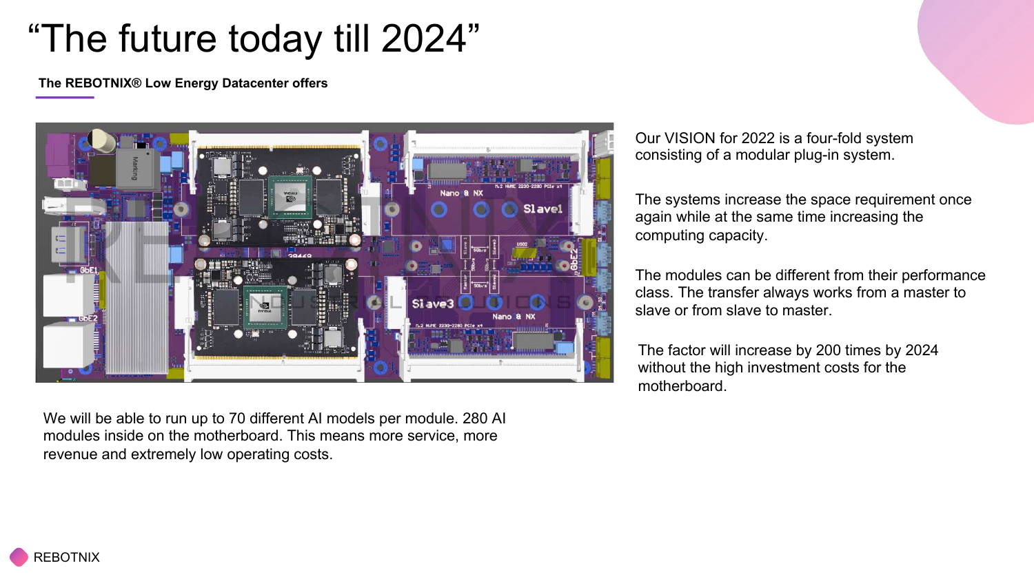# “The future today till 2024”

**The REBOTNIX® Low Energy Datacenter offers**

Our VISION for 2022 is a four-fold system consisting of a modular plug-in system.

The systems increase the space requirement once again while at the same time increasing the computing capacity.

The modules can be different from their performance class. The transfer always works from a master to slave or from slave to master.

The factor will increase by 200 times by 2024 without the high investment costs for the motherboard.

We will be able to run up to 70 different AI models per module. 280 AI modules inside on the motherboard. This means more service, more revenue and extremely low operating costs.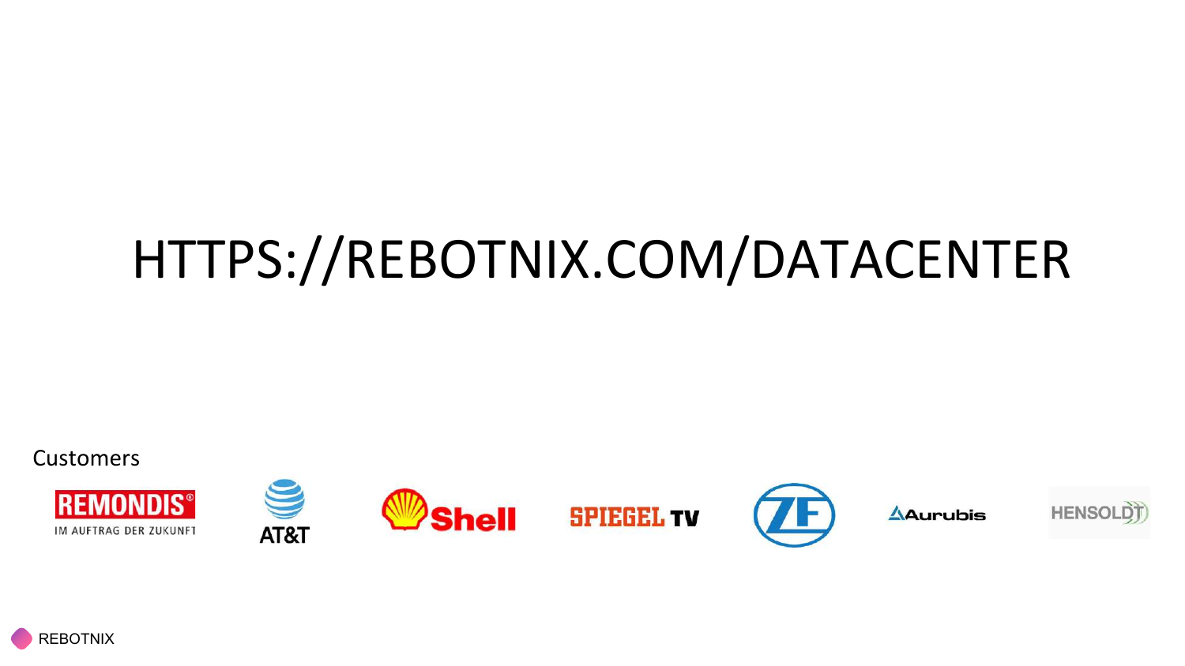# HTTPS://REBOTNIX.COM/DATACENTER

Customers

REMONDIS® IM AUFTRAG DER ZUKUNFT

AT&T

Shell

SPIEGEL TV

ZF

Aurubis

HENSOLDT